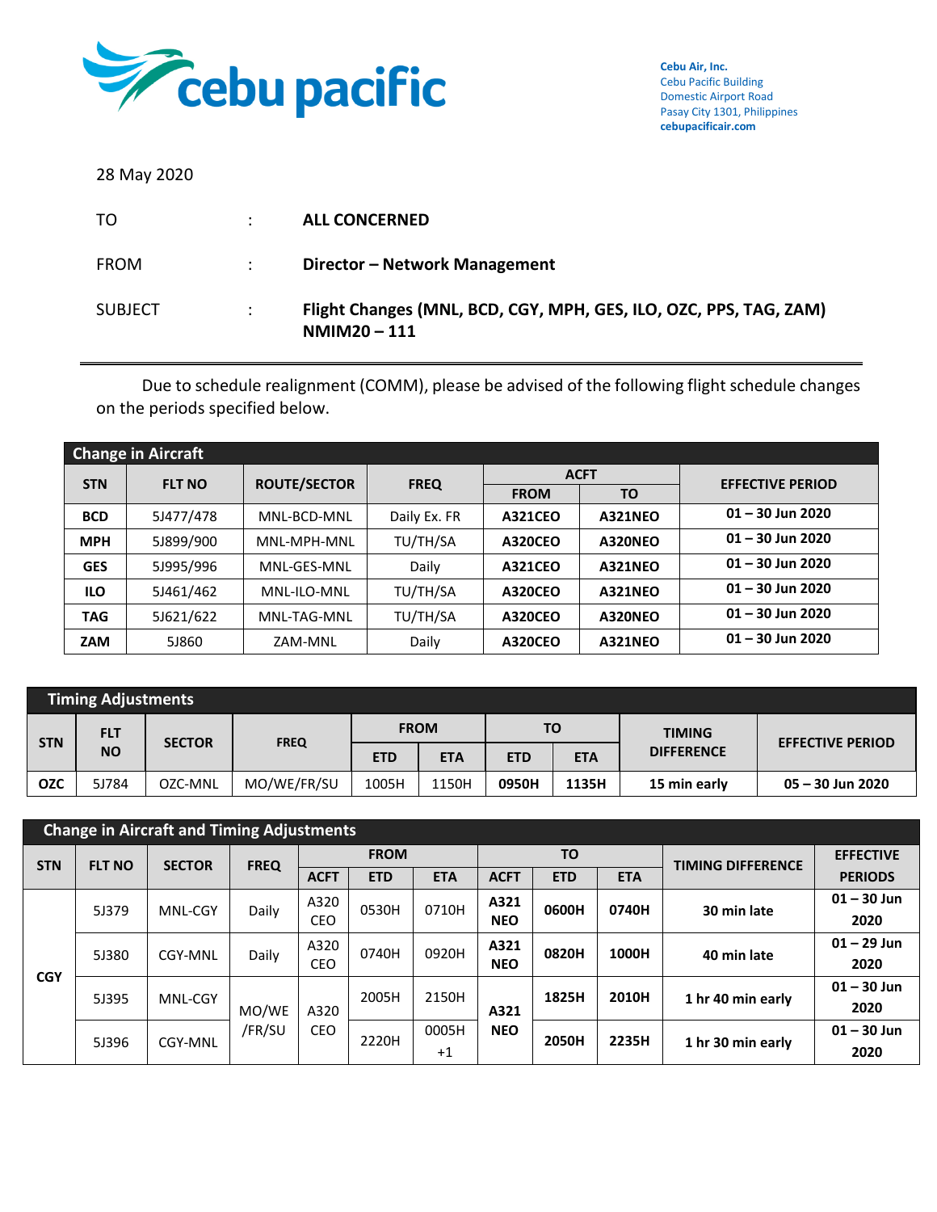**cebu pacific**

**Cebu Air, Inc.**
Cebu Pacific Building
Domestic Airport Road
Pasay City 1301, Philippines
**cebupacificair.com**

28 May 2020

| | | |
|---|---|---|
| TO | : | **ALL CONCERNED** |
| FROM | : | **Director – Network Management** |
| SUBJECT | : | **Flight Changes (MNL, BCD, CGY, MPH, GES, ILO, OZC, PPS, TAG, ZAM) NMIM20 – 111** |

---

Due to schedule realignment (COMM), please be advised of the following flight schedule changes on the periods specified below.

**Change in Aircraft**

| STN | FLT NO | ROUTE/SECTOR | FREQ | ACFT | | EFFECTIVE PERIOD |
|---|---|---|---|---|---|---|
| | | | | FROM | TO | |
| **BCD** | 5J477/478 | MNL-BCD-MNL | Daily Ex. FR | **A321CEO** | **A321NEO** | **01 – 30 Jun 2020** |
| **MPH** | 5J899/900 | MNL-MPH-MNL | TU/TH/SA | **A320CEO** | **A320NEO** | **01 – 30 Jun 2020** |
| **GES** | 5J995/996 | MNL-GES-MNL | Daily | **A321CEO** | **A321NEO** | **01 – 30 Jun 2020** |
| **ILO** | 5J461/462 | MNL-ILO-MNL | TU/TH/SA | **A320CEO** | **A321NEO** | **01 – 30 Jun 2020** |
| **TAG** | 5J621/622 | MNL-TAG-MNL | TU/TH/SA | **A320CEO** | **A320NEO** | **01 – 30 Jun 2020** |
| **ZAM** | 5J860 | ZAM-MNL | Daily | **A320CEO** | **A321NEO** | **01 – 30 Jun 2020** |

**Timing Adjustments**

| STN | FLT NO | SECTOR | FREQ | FROM | | TO | | TIMING DIFFERENCE | EFFECTIVE PERIOD |
|---|---|---|---|---|---|---|---|---|---|
| | | | | ETD | ETA | ETD | ETA | | |
| **OZC** | 5J784 | OZC-MNL | MO/WE/FR/SU | 1005H | 1150H | **0950H** | **1135H** | **15 min early** | **05 – 30 Jun 2020** |

**Change in Aircraft and Timing Adjustments**

| STN | FLT NO | SECTOR | FREQ | FROM | | | TO | | | TIMING DIFFERENCE | EFFECTIVE PERIODS |
|---|---|---|---|---|---|---|---|---|---|---|---|
| | | | | ACFT | ETD | ETA | ACFT | ETD | ETA | | |
| **CGY** | 5J379 | MNL-CGY | Daily | A320 CEO | 0530H | 0710H | **A321 NEO** | **0600H** | **0740H** | **30 min late** | **01 – 30 Jun 2020** |
| | 5J380 | CGY-MNL | Daily | A320 CEO | 0740H | 0920H | **A321 NEO** | **0820H** | **1000H** | **40 min late** | **01 – 29 Jun 2020** |
| | 5J395 | MNL-CGY | MO/WE/FR/SU | A320 CEO | 2005H | 2150H | **A321 NEO** | **1825H** | **2010H** | **1 hr 40 min early** | **01 – 30 Jun 2020** |
| | 5J396 | CGY-MNL | MO/WE/FR/SU | A320 CEO | 2220H | 0005H +1 | **A321 NEO** | **2050H** | **2235H** | **1 hr 30 min early** | **01 – 30 Jun 2020** |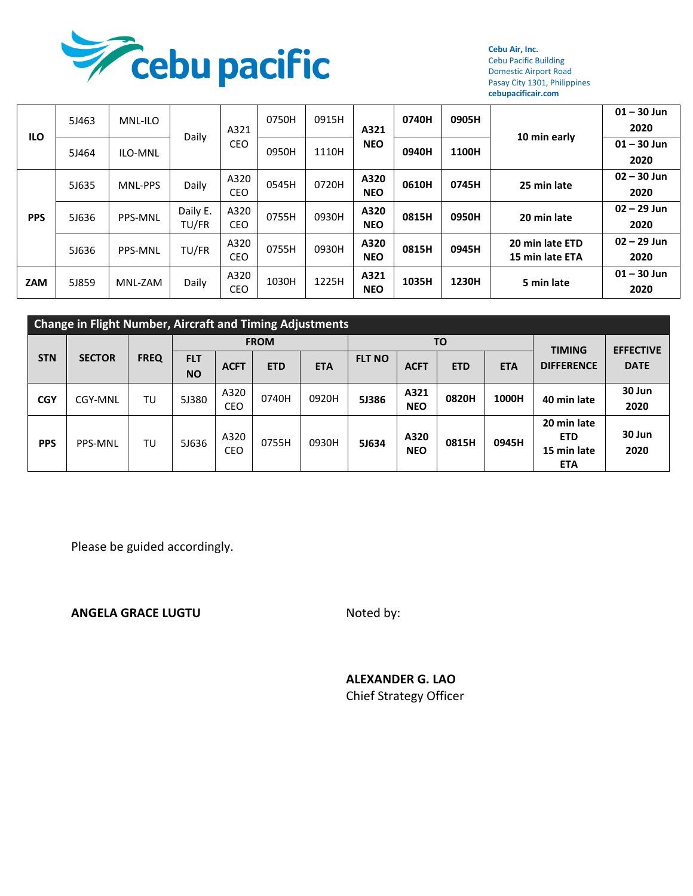Cebu Air, Inc.
Cebu Pacific Building
Domestic Airport Road
Pasay City 1301, Philippines
cebupacificair.com

| | | | | | | | | | | | |
|---|---|---|---|---|---|---|---|---|---|---|---|
| **ILO** | 5J463 | MNL-ILO | Daily | A321 CEO | 0750H | 0915H | **A321 NEO** | **0740H** | **0905H** | **10 min early** | **01 – 30 Jun 2020** |
| | 5J464 | ILO-MNL | | | 0950H | 1110H | | **0940H** | **1100H** | | **01 – 30 Jun 2020** |
| **PPS** | 5J635 | MNL-PPS | Daily | A320 CEO | 0545H | 0720H | **A320 NEO** | **0610H** | **0745H** | **25 min late** | **02 – 30 Jun 2020** |
| | 5J636 | PPS-MNL | Daily E. TU/FR | A320 CEO | 0755H | 0930H | **A320 NEO** | **0815H** | **0950H** | **20 min late** | **02 – 29 Jun 2020** |
| | 5J636 | PPS-MNL | TU/FR | A320 CEO | 0755H | 0930H | **A320 NEO** | **0815H** | **0945H** | **20 min late ETD 15 min late ETA** | **02 – 29 Jun 2020** |
| **ZAM** | 5J859 | MNL-ZAM | Daily | A320 CEO | 1030H | 1225H | **A321 NEO** | **1035H** | **1230H** | **5 min late** | **01 – 30 Jun 2020** |

**Change in Flight Number, Aircraft and Timing Adjustments**

| STN | SECTOR | FREQ | FROM | | | | TO | | | | TIMING DIFFERENCE | EFFECTIVE DATE |
|---|---|---|---|---|---|---|---|---|---|---|---|---|
| | | | FLT NO | ACFT | ETD | ETA | FLT NO | ACFT | ETD | ETA | | |
| **CGY** | CGY-MNL | TU | 5J380 | A320 CEO | 0740H | 0920H | **5J386** | **A321 NEO** | **0820H** | **1000H** | **40 min late** | **30 Jun 2020** |
| **PPS** | PPS-MNL | TU | 5J636 | A320 CEO | 0755H | 0930H | **5J634** | **A320 NEO** | **0815H** | **0945H** | **20 min late ETD 15 min late ETA** | **30 Jun 2020** |

Please be guided accordingly.

**ANGELA GRACE LUGTU**

Noted by:

**ALEXANDER G. LAO**
Chief Strategy Officer